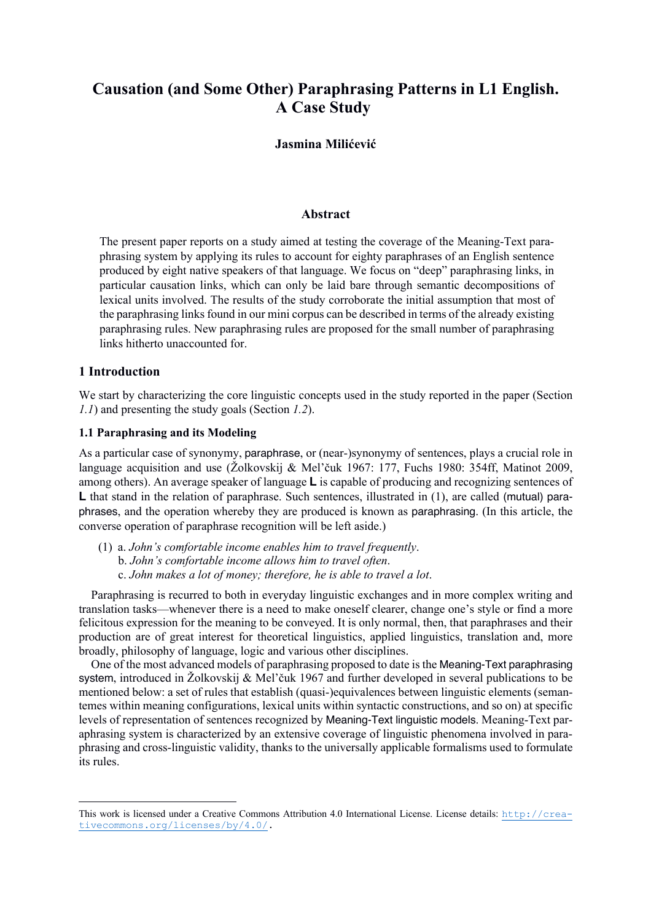# Causation (and Some Other) Paraphrasing Patterns in L1 English. A Case Study

**Jasmina Milićević**

## Abstract

The present paper reports on a study aimed at testing the coverage of the Meaning-Text paraphrasing system by applying its rules to account for eighty paraphrases of an English sentence produced by eight native speakers of that language. We focus on "deep" paraphrasing links, in particular causation links, which can only be laid bare through semantic decompositions of lexical units involved. The results of the study corroborate the initial assumption that most of the paraphrasing links found in our mini corpus can be described in terms of the already existing paraphrasing rules. New paraphrasing rules are proposed for the small number of paraphrasing links hitherto unaccounted for.

## 1 Introduction

We start by characterizing the core linguistic concepts used in the study reported in the paper (Section *1.1*) and presenting the study goals (Section *1.2*).

### 1.1 Paraphrasing and its Modeling

As a particular case of synonymy, paraphrase, or (near-)synonymy of sentences, plays a crucial role in language acquisition and use (Žolkovskij & Mel'čuk 1967: 177, Fuchs 1980: 354ff, Matinot 2009, among others). An average speaker of language **L** is capable of producing and recognizing sentences of **L** that stand in the relation of paraphrase. Such sentences, illustrated in (1), are called (mutual) paraphrases, and the operation whereby they are produced is known as paraphrasing. (In this article, the converse operation of paraphrase recognition will be left aside.)

(1) a. *John's comfortable income enables him to travel frequently*.
  b. *John's comfortable income allows him to travel often*.
  c. *John makes a lot of money; therefore, he is able to travel a lot*.

Paraphrasing is recurred to both in everyday linguistic exchanges and in more complex writing and translation tasks—whenever there is a need to make oneself clearer, change one's style or find a more felicitous expression for the meaning to be conveyed. It is only normal, then, that paraphrases and their production are of great interest for theoretical linguistics, applied linguistics, translation and, more broadly, philosophy of language, logic and various other disciplines.

One of the most advanced models of paraphrasing proposed to date is the Meaning-Text paraphrasing system, introduced in Žolkovskij & Mel'čuk 1967 and further developed in several publications to be mentioned below: a set of rules that establish (quasi-)equivalences between linguistic elements (semantemes within meaning configurations, lexical units within syntactic constructions, and so on) at specific levels of representation of sentences recognized by Meaning-Text linguistic models. Meaning-Text paraphrasing system is characterized by an extensive coverage of linguistic phenomena involved in paraphrasing and cross-linguistic validity, thanks to the universally applicable formalisms used to formulate its rules.

---

This work is licensed under a Creative Commons Attribution 4.0 International License. License details: http://creativecommons.org/licenses/by/4.0/.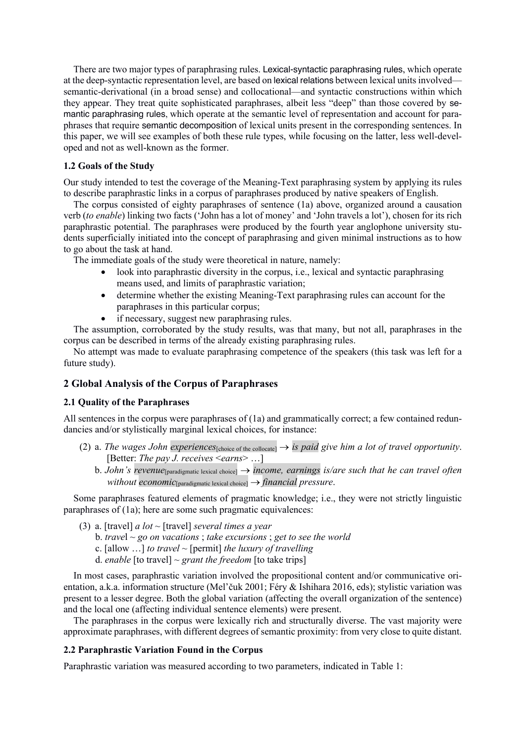There are two major types of paraphrasing rules. Lexical-syntactic paraphrasing rules, which operate at the deep-syntactic representation level, are based on lexical relations between lexical units involved—semantic-derivational (in a broad sense) and collocational—and syntactic constructions within which they appear. They treat quite sophisticated paraphrases, albeit less "deep" than those covered by semantic paraphrasing rules, which operate at the semantic level of representation and account for paraphrases that require semantic decomposition of lexical units present in the corresponding sentences. In this paper, we will see examples of both these rule types, while focusing on the latter, less well-developed and not as well-known as the former.

### 1.2 Goals of the Study

Our study intended to test the coverage of the Meaning-Text paraphrasing system by applying its rules to describe paraphrastic links in a corpus of paraphrases produced by native speakers of English.

The corpus consisted of eighty paraphrases of sentence (1a) above, organized around a causation verb (*to enable*) linking two facts ('John has a lot of money' and 'John travels a lot'), chosen for its rich paraphrastic potential. The paraphrases were produced by the fourth year anglophone university students superficially initiated into the concept of paraphrasing and given minimal instructions as to how to go about the task at hand.

The immediate goals of the study were theoretical in nature, namely:

- look into paraphrastic diversity in the corpus, i.e., lexical and syntactic paraphrasing means used, and limits of paraphrastic variation;
- determine whether the existing Meaning-Text paraphrasing rules can account for the paraphrases in this particular corpus;
- if necessary, suggest new paraphrasing rules.

The assumption, corroborated by the study results, was that many, but not all, paraphrases in the corpus can be described in terms of the already existing paraphrasing rules.

No attempt was made to evaluate paraphrasing competence of the speakers (this task was left for a future study).

## 2 Global Analysis of the Corpus of Paraphrases

### 2.1 Quality of the Paraphrases

All sentences in the corpus were paraphrases of (1a) and grammatically correct; a few contained redundancies and/or stylistically marginal lexical choices, for instance:

(2) a. *The wages John experiences*[choice of the collocate] → *is paid give him a lot of travel opportunity*.
[Better: *The pay J. receives* <*earns*> …]

b. *John's revenue*[paradigmatic lexical choice] → *income, earnings is/are such that he can travel often without economic*[paradigmatic lexical choice] → *financial pressure*.

Some paraphrases featured elements of pragmatic knowledge; i.e., they were not strictly linguistic paraphrases of (1a); here are some such pragmatic equivalences:

(3) a. [travel] *a lot* ~ [travel] *several times a year*

b. *travel* ~ *go on vacations* ; *take excursions* ; *get to see the world*

c. [allow …] *to travel* ~ [permit] *the luxury of travelling*

d. *enable* [to travel] ~ *grant the freedom* [to take trips]

In most cases, paraphrastic variation involved the propositional content and/or communicative orientation, a.k.a. information structure (Mel'čuk 2001; Féry & Ishihara 2016, eds); stylistic variation was present to a lesser degree. Both the global variation (affecting the overall organization of the sentence) and the local one (affecting individual sentence elements) were present.

The paraphrases in the corpus were lexically rich and structurally diverse. The vast majority were approximate paraphrases, with different degrees of semantic proximity: from very close to quite distant.

### 2.2 Paraphrastic Variation Found in the Corpus

Paraphrastic variation was measured according to two parameters, indicated in Table 1: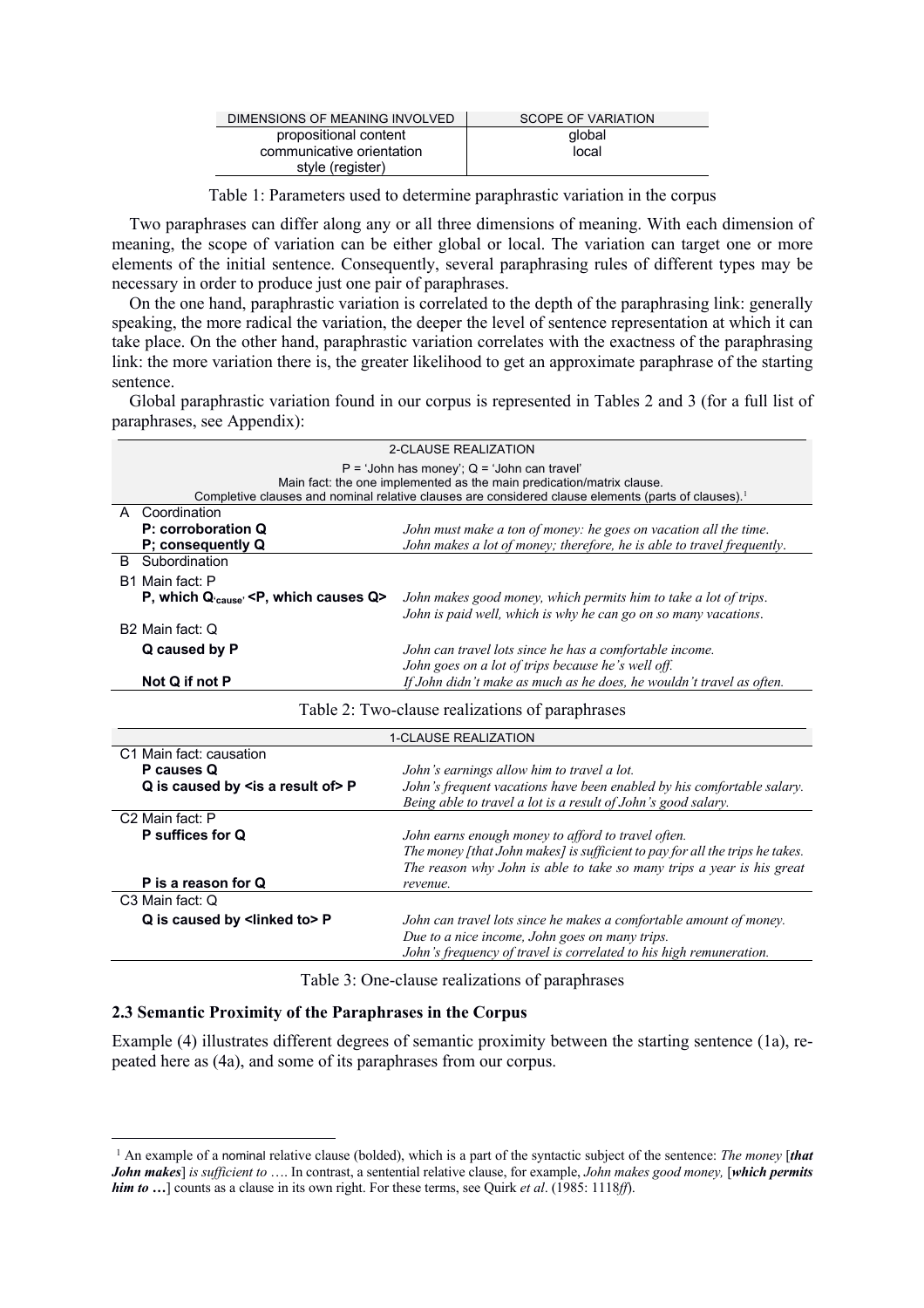| DIMENSIONS OF MEANING INVOLVED | SCOPE OF VARIATION |
| --- | --- |
| propositional content<br>communicative orientation<br>style (register) | global<br>local |

Table 1: Parameters used to determine paraphrastic variation in the corpus

Two paraphrases can differ along any or all three dimensions of meaning. With each dimension of meaning, the scope of variation can be either global or local. The variation can target one or more elements of the initial sentence. Consequently, several paraphrasing rules of different types may be necessary in order to produce just one pair of paraphrases.

On the one hand, paraphrastic variation is correlated to the depth of the paraphrasing link: generally speaking, the more radical the variation, the deeper the level of sentence representation at which it can take place. On the other hand, paraphrastic variation correlates with the exactness of the paraphrasing link: the more variation there is, the greater likelihood to get an approximate paraphrase of the starting sentence.

Global paraphrastic variation found in our corpus is represented in Tables 2 and 3 (for a full list of paraphrases, see Appendix):

| 2-CLAUSE REALIZATION | |
| --- | --- |
| P = 'John has money'; Q = 'John can travel'<br>Main fact: the one implemented as the main predication/matrix clause.<br>Completive clauses and nominal relative clauses are considered clause elements (parts of clauses).[1] | |
| A Coordination | |
| **P: corroboration Q** | *John must make a ton of money: he goes on vacation all the time.* |
| **P; consequently Q** | *John makes a lot of money; therefore, he is able to travel frequently.* |
| B Subordination | |
| B1 Main fact: P | |
| **P, which Q$_{\text{'cause'}}$ <P, which causes Q>** | *John makes good money, which permits him to take a lot of trips.*<br>*John is paid well, which is why he can go on so many vacations.* |
| B2 Main fact: Q | |
| **Q caused by P** | *John can travel lots since he has a comfortable income.*<br>*John goes on a lot of trips because he's well off.* |
| **Not Q if not P** | *If John didn't make as much as he does, he wouldn't travel as often.* |

Table 2: Two-clause realizations of paraphrases

| 1-CLAUSE REALIZATION | |
| --- | --- |
| C1 Main fact: causation | |
| **P causes Q** | *John's earnings allow him to travel a lot.* |
| **Q is caused by <is a result of> P** | *John's frequent vacations have been enabled by his comfortable salary.*<br>*Being able to travel a lot is a result of John's good salary.* |
| C2 Main fact: P | |
| **P suffices for Q** | *John earns enough money to afford to travel often.*<br>*The money [that John makes] is sufficient to pay for all the trips he takes.* |
| **P is a reason for Q** | *The reason why John is able to take so many trips a year is his great revenue.* |
| C3 Main fact: Q | |
| **Q is caused by <linked to> P** | *John can travel lots since he makes a comfortable amount of money.*<br>*Due to a nice income, John goes on many trips.*<br>*John's frequency of travel is correlated to his high remuneration.* |

Table 3: One-clause realizations of paraphrases

### 2.3 Semantic Proximity of the Paraphrases in the Corpus

Example (4) illustrates different degrees of semantic proximity between the starting sentence (1a), repeated here as (4a), and some of its paraphrases from our corpus.

[1] An example of a nominal relative clause (bolded), which is a part of the syntactic subject of the sentence: *The money* [***that John makes***] *is sufficient to* …. In contrast, a sentential relative clause, for example, *John makes good money,* [***which permits him to …***] counts as a clause in its own right. For these terms, see Quirk *et al*. (1985: 1118*ff*).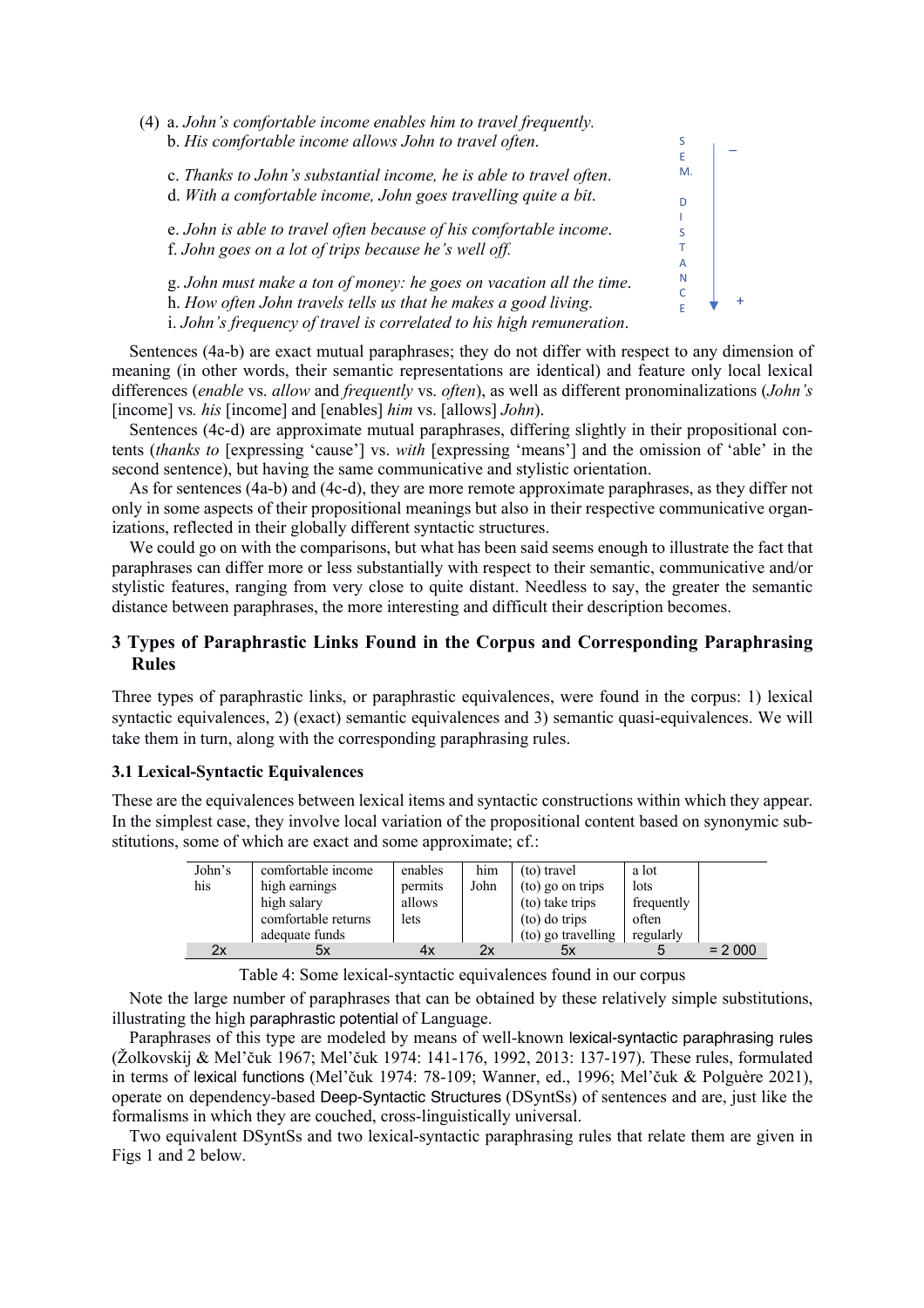(4) a. *John's comfortable income enables him to travel frequently.*
b. *His comfortable income allows John to travel often.*

c. *Thanks to John's substantial income, he is able to travel often.*
d. *With a comfortable income, John goes travelling quite a bit.*

e. *John is able to travel often because of his comfortable income.*
f. *John goes on a lot of trips because he's well off.*

g. *John must make a ton of money: he goes on vacation all the time.*
h. *How often John travels tells us that he makes a good living.*
i. *John's frequency of travel is correlated to his high remuneration.*

SEM. DISTANCE: – → +

Sentences (4a-b) are exact mutual paraphrases; they do not differ with respect to any dimension of meaning (in other words, their semantic representations are identical) and feature only local lexical differences (*enable* vs. *allow* and *frequently* vs. *often*), as well as different pronominalizations (*John's* [income] vs. *his* [income] and [enables] *him* vs. [allows] *John*).

Sentences (4c-d) are approximate mutual paraphrases, differing slightly in their propositional contents (*thanks to* [expressing 'cause'] vs. *with* [expressing 'means'] and the omission of 'able' in the second sentence), but having the same communicative and stylistic orientation.

As for sentences (4a-b) and (4c-d), they are more remote approximate paraphrases, as they differ not only in some aspects of their propositional meanings but also in their respective communicative organizations, reflected in their globally different syntactic structures.

We could go on with the comparisons, but what has been said seems enough to illustrate the fact that paraphrases can differ more or less substantially with respect to their semantic, communicative and/or stylistic features, ranging from very close to quite distant. Needless to say, the greater the semantic distance between paraphrases, the more interesting and difficult their description becomes.

## 3 Types of Paraphrastic Links Found in the Corpus and Corresponding Paraphrasing Rules

Three types of paraphrastic links, or paraphrastic equivalences, were found in the corpus: 1) lexical syntactic equivalences, 2) (exact) semantic equivalences and 3) semantic quasi-equivalences. We will take them in turn, along with the corresponding paraphrasing rules.

### 3.1 Lexical-Syntactic Equivalences

These are the equivalences between lexical items and syntactic constructions within which they appear. In the simplest case, they involve local variation of the propositional content based on synonymic substitutions, some of which are exact and some approximate; cf.:

| John's | comfortable income | enables | him | (to) travel | a lot | |
|---|---|---|---|---|---|---|
| his | high earnings | permits | John | (to) go on trips | lots | |
| | high salary | allows | | (to) take trips | frequently | |
| | comfortable returns | lets | | (to) do trips | often | |
| | adequate funds | | | (to) go travelling | regularly | |
| 2x | 5x | 4x | 2x | 5x | 5 | = 2 000 |

Table 4: Some lexical-syntactic equivalences found in our corpus

Note the large number of paraphrases that can be obtained by these relatively simple substitutions, illustrating the high paraphrastic potential of Language.

Paraphrases of this type are modeled by means of well-known lexical-syntactic paraphrasing rules (Žolkovskij & Mel'čuk 1967; Mel'čuk 1974: 141-176, 1992, 2013: 137-197). These rules, formulated in terms of lexical functions (Mel'čuk 1974: 78-109; Wanner, ed., 1996; Mel'čuk & Polguère 2021), operate on dependency-based Deep-Syntactic Structures (DSyntSs) of sentences and are, just like the formalisms in which they are couched, cross-linguistically universal.

Two equivalent DSyntSs and two lexical-syntactic paraphrasing rules that relate them are given in Figs 1 and 2 below.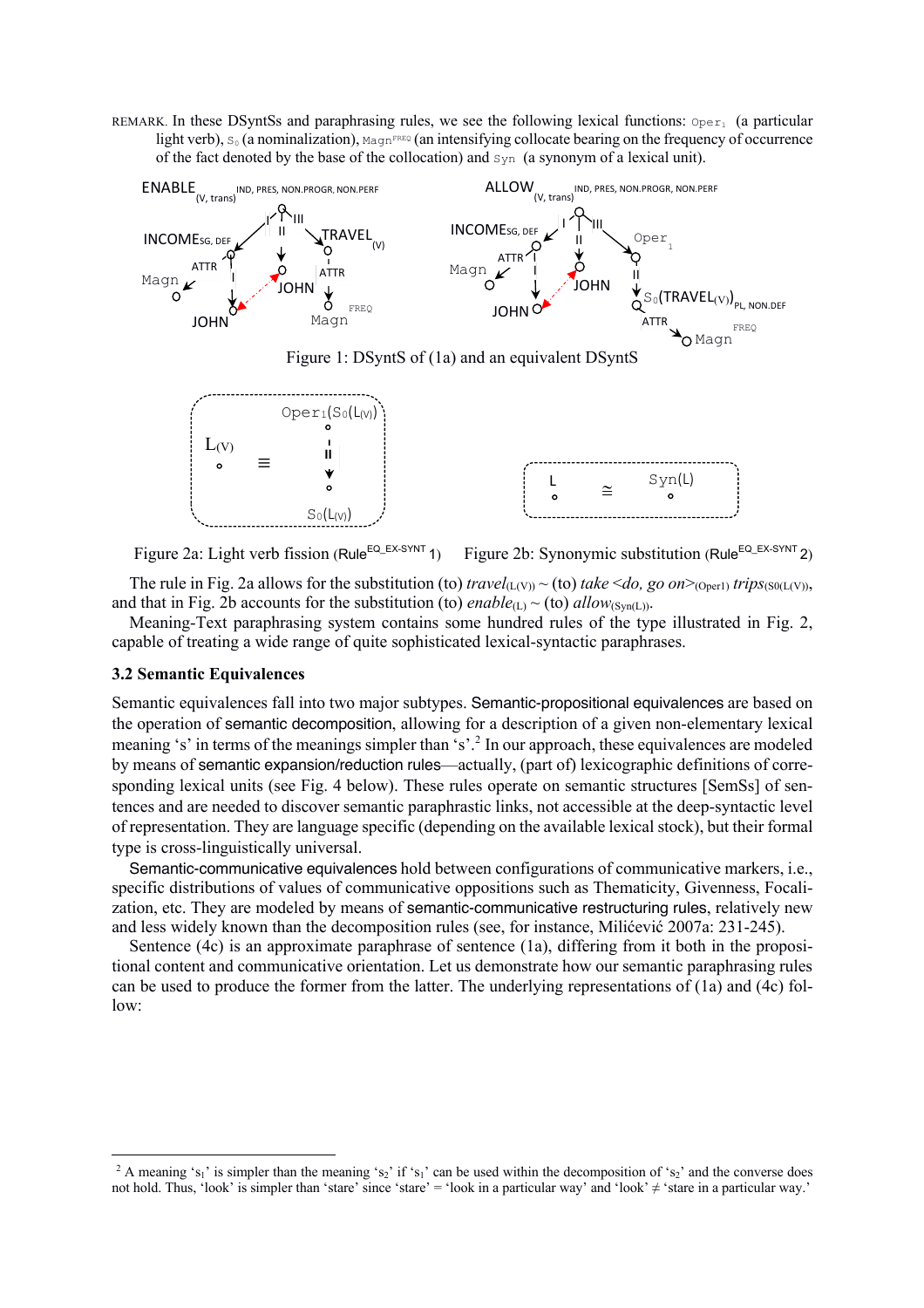REMARK. In these DSyntSs and paraphrasing rules, we see the following lexical functions: $\text{Oper}_1$ (a particular light verb), $\text{S}_0$ (a nominalization), $\text{Magn}^{\text{FREQ}}$ (an intensifying collocate bearing on the frequency of occurrence of the fact denoted by the base of the collocation) and Syn (a synonym of a lexical unit).

Figure 1: DSyntS of (1a) and an equivalent DSyntS

Figure 2a: Light verb fission (Rule$^{\text{EQ\_EX-SYNT}}$ 1)  Figure 2b: Synonymic substitution (Rule$^{\text{EQ\_EX-SYNT}}$ 2)

The rule in Fig. 2a allows for the substitution (to) *travel*$_{(\text{L(V)})}$ ~ (to) *take <do, go on>*$_{(\text{Oper1})}$ *trips*$_{(\text{S0(L(V))})}$, and that in Fig. 2b accounts for the substitution (to) *enable*$_{(\text{L})}$ ~ (to) *allow*$_{(\text{Syn(L)})}$.

Meaning-Text paraphrasing system contains some hundred rules of the type illustrated in Fig. 2, capable of treating a wide range of quite sophisticated lexical-syntactic paraphrases.

### 3.2 Semantic Equivalences

Semantic equivalences fall into two major subtypes. Semantic-propositional equivalences are based on the operation of semantic decomposition, allowing for a description of a given non-elementary lexical meaning 's' in terms of the meanings simpler than 's'.[2] In our approach, these equivalences are modeled by means of semantic expansion/reduction rules—actually, (part of) lexicographic definitions of corresponding lexical units (see Fig. 4 below). These rules operate on semantic structures [SemSs] of sentences and are needed to discover semantic paraphrastic links, not accessible at the deep-syntactic level of representation. They are language specific (depending on the available lexical stock), but their formal type is cross-linguistically universal.

Semantic-communicative equivalences hold between configurations of communicative markers, i.e., specific distributions of values of communicative oppositions such as Thematicity, Givenness, Focalization, etc. They are modeled by means of semantic-communicative restructuring rules, relatively new and less widely known than the decomposition rules (see, for instance, Milićević 2007a: 231-245).

Sentence (4c) is an approximate paraphrase of sentence (1a), differing from it both in the propositional content and communicative orientation. Let us demonstrate how our semantic paraphrasing rules can be used to produce the former from the latter. The underlying representations of (1a) and (4c) follow:

[2] A meaning '$s_1$' is simpler than the meaning '$s_2$' if '$s_1$' can be used within the decomposition of '$s_2$' and the converse does not hold. Thus, 'look' is simpler than 'stare' since 'stare' = 'look in a particular way' and 'look' ≠ 'stare in a particular way.'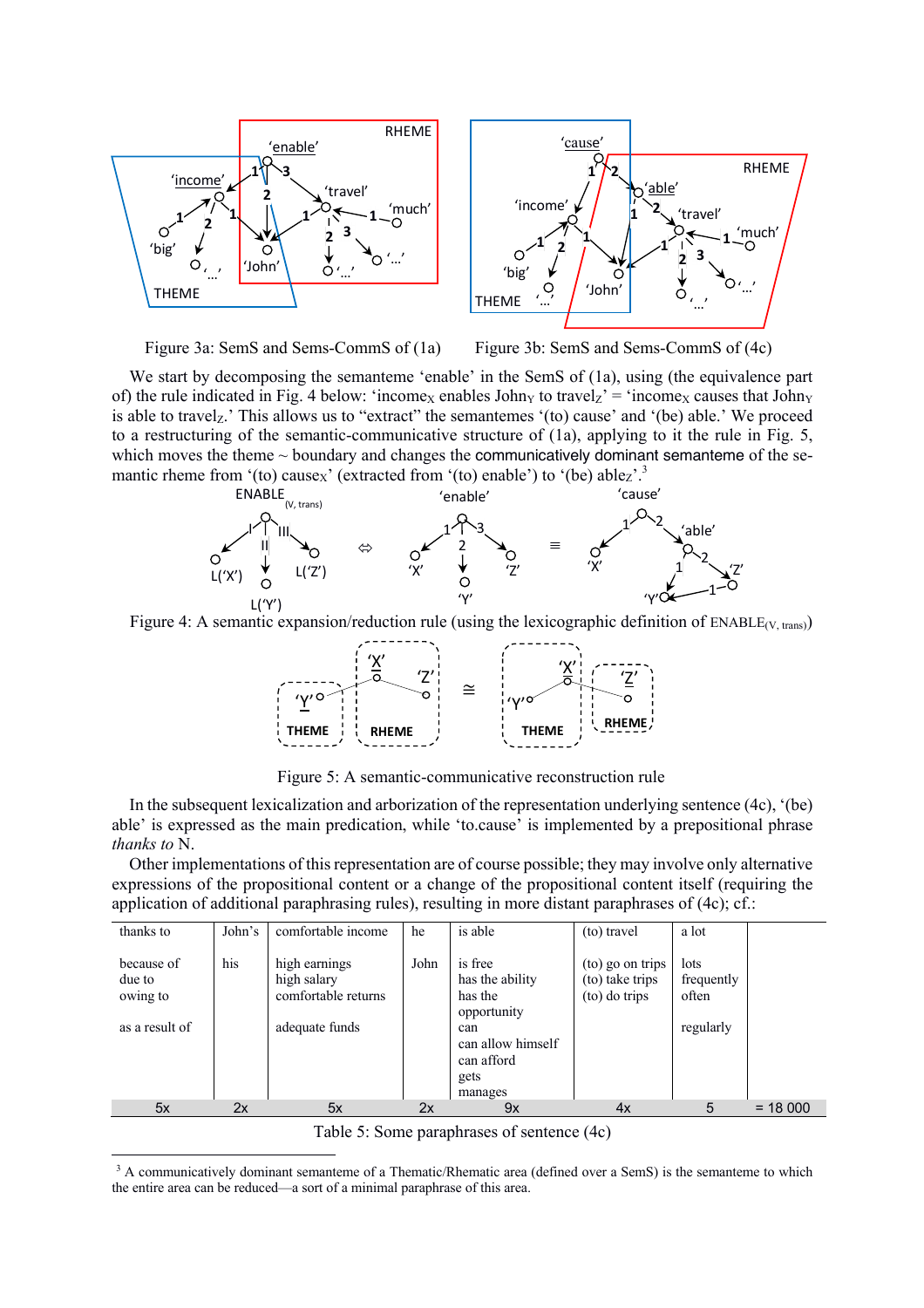Figure 3a: SemS and Sems-CommS of (1a)  Figure 3b: SemS and Sems-CommS of (4c)

We start by decomposing the semanteme 'enable' in the SemS of (1a), using (the equivalence part of) the rule indicated in Fig. 4 below: 'income$_X$ enables John$_Y$ to travel$_Z$' = 'income$_X$ causes that John$_Y$ is able to travel$_Z$.' This allows us to "extract" the semantemes '(to) cause' and '(be) able.' We proceed to a restructuring of the semantic-communicative structure of (1a), applying to it the rule in Fig. 5, which moves the theme ~ boundary and changes the communicatively dominant semanteme of the semantic rheme from '(to) cause$_X$' (extracted from '(to) enable') to '(be) able$_Z$'.[3]

Figure 4: A semantic expansion/reduction rule (using the lexicographic definition of ENABLE$_{(V,\ trans)}$)

Figure 5: A semantic-communicative reconstruction rule

In the subsequent lexicalization and arborization of the representation underlying sentence (4c), '(be) able' is expressed as the main predication, while 'to.cause' is implemented by a prepositional phrase *thanks to* N.

Other implementations of this representation are of course possible; they may involve only alternative expressions of the propositional content or a change of the propositional content itself (requiring the application of additional paraphrasing rules), resulting in more distant paraphrases of (4c); cf.:

| thanks to | John's | comfortable income | he | is able | (to) travel | a lot | |
|---|---|---|---|---|---|---|---|
| because of<br>due to<br>owing to<br><br>as a result of | his | high earnings<br>high salary<br>comfortable returns<br><br>adequate funds | John | is free<br>has the ability<br>has the opportunity<br>can<br>can allow himself<br>can afford<br>gets<br>manages | (to) go on trips<br>(to) take trips<br>(to) do trips | lots<br>frequently<br>often<br><br>regularly | |
| 5x | 2x | 5x | 2x | 9x | 4x | 5 | = 18 000 |

Table 5: Some paraphrases of sentence (4c)

[3] A communicatively dominant semanteme of a Thematic/Rhematic area (defined over a SemS) is the semanteme to which the entire area can be reduced—a sort of a minimal paraphrase of this area.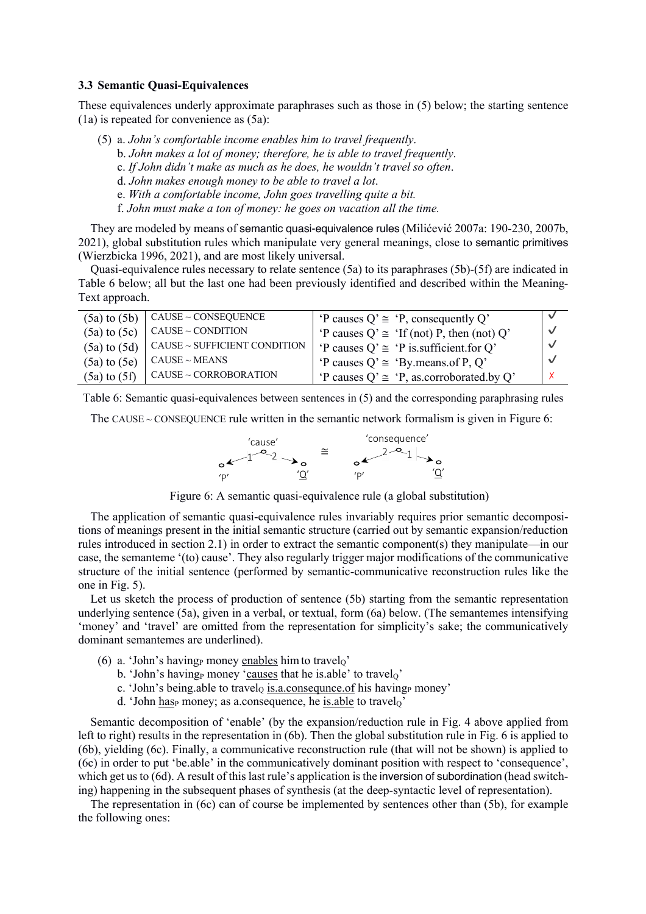### 3.3 Semantic Quasi-Equivalences

These equivalences underly approximate paraphrases such as those in (5) below; the starting sentence (1a) is repeated for convenience as (5a):

(5) a. *John's comfortable income enables him to travel frequently*.
  b. *John makes a lot of money; therefore, he is able to travel frequently*.
  c. *If John didn't make as much as he does, he wouldn't travel so often*.
  d. *John makes enough money to be able to travel a lot*.
  e. *With a comfortable income, John goes travelling quite a bit.*
  f. *John must make a ton of money: he goes on vacation all the time.*

They are modeled by means of semantic quasi-equivalence rules (Milićević 2007a: 190-230, 2007b, 2021), global substitution rules which manipulate very general meanings, close to semantic primitives (Wierzbicka 1996, 2021), and are most likely universal.

Quasi-equivalence rules necessary to relate sentence (5a) to its paraphrases (5b)-(5f) are indicated in Table 6 below; all but the last one had been previously identified and described within the Meaning-Text approach.

| | | | |
|---|---|---|---|
| (5a) to (5b) | CAUSE ~ CONSEQUENCE | 'P causes Q' ≅ 'P, consequently Q' | ✓ |
| (5a) to (5c) | CAUSE ~ CONDITION | 'P causes Q' ≅ 'If (not) P, then (not) Q' | ✓ |
| (5a) to (5d) | CAUSE ~ SUFFICIENT CONDITION | 'P causes Q' ≅ 'P is.sufficient.for Q' | ✓ |
| (5a) to (5e) | CAUSE ~ MEANS | 'P causes Q' ≅ 'By.means.of P, Q' | ✓ |
| (5a) to (5f) | CAUSE ~ CORROBORATION | 'P causes Q' ≅ 'P, as.corroborated.by Q' | ✗ |

Table 6: Semantic quasi-equivalences between sentences in (5) and the corresponding paraphrasing rules

The CAUSE ~ CONSEQUENCE rule written in the semantic network formalism is given in Figure 6:

'cause' —1→ 'P', —2→ '<u>Q</u>' ≅ 'consequence' —2→ 'P', —1→ '<u>Q</u>'

Figure 6: A semantic quasi-equivalence rule (a global substitution)

The application of semantic quasi-equivalence rules invariably requires prior semantic decompositions of meanings present in the initial semantic structure (carried out by semantic expansion/reduction rules introduced in section 2.1) in order to extract the semantic component(s) they manipulate—in our case, the semanteme '(to) cause'. They also regularly trigger major modifications of the communicative structure of the initial sentence (performed by semantic-communicative reconstruction rules like the one in Fig. 5).

Let us sketch the process of production of sentence (5b) starting from the semantic representation underlying sentence (5a), given in a verbal, or textual, form (6a) below. (The semantemes intensifying 'money' and 'travel' are omitted from the representation for simplicity's sake; the communicatively dominant semantemes are underlined).

(6) a. 'John's having$_P$ money <u>enables</u> him to travel$_Q$'
  b. 'John's having$_P$ money '<u>causes</u> that he is.able' to travel$_Q$'
  c. 'John's being.able to travel$_Q$ <u>is.a.consequnce.of</u> his having$_P$ money'
  d. 'John <u>has</u>$_P$ money; as a.consequence, he <u>is.able</u> to travel$_Q$'

Semantic decomposition of 'enable' (by the expansion/reduction rule in Fig. 4 above applied from left to right) results in the representation in (6b). Then the global substitution rule in Fig. 6 is applied to (6b), yielding (6c). Finally, a communicative reconstruction rule (that will not be shown) is applied to (6c) in order to put 'be.able' in the communicatively dominant position with respect to 'consequence', which get us to (6d). A result of this last rule's application is the inversion of subordination (head switching) happening in the subsequent phases of synthesis (at the deep-syntactic level of representation).

The representation in (6c) can of course be implemented by sentences other than (5b), for example the following ones: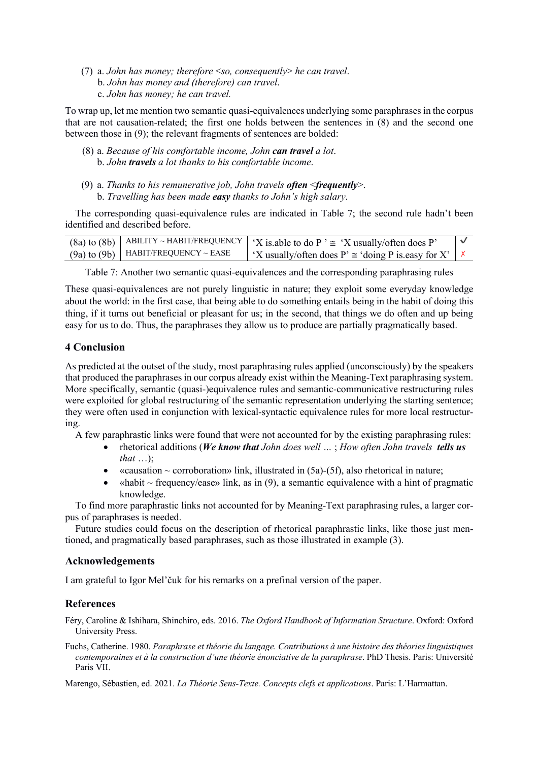(7) a. *John has money; therefore <so, consequently> he can travel*.
   b. *John has money and (therefore) can travel*.
   c. *John has money; he can travel.*

To wrap up, let me mention two semantic quasi-equivalences underlying some paraphrases in the corpus that are not causation-related; the first one holds between the sentences in (8) and the second one between those in (9); the relevant fragments of sentences are bolded:

(8) a. *Because of his comfortable income, John **can travel** a lot*.
   b. *John **travels** a lot thanks to his comfortable income*.

(9) a. *Thanks to his remunerative job, John travels **often** <**frequently**>*.
   b. *Travelling has been made **easy** thanks to John's high salary*.

The corresponding quasi-equivalence rules are indicated in Table 7; the second rule hadn't been identified and described before.

| | | | |
|---|---|---|---|
| (8a) to (8b) | ABILITY ~ HABIT/FREQUENCY | 'X is.able to do P ' ≅ 'X usually/often does P' | ✓ |
| (9a) to (9b) | HABIT/FREQUENCY ~ EASE | 'X usually/often does P' ≅ 'doing P is.easy for X' | ✗ |

Table 7: Another two semantic quasi-equivalences and the corresponding paraphrasing rules

These quasi-equivalences are not purely linguistic in nature; they exploit some everyday knowledge about the world: in the first case, that being able to do something entails being in the habit of doing this thing, if it turns out beneficial or pleasant for us; in the second, that things we do often and up being easy for us to do. Thus, the paraphrases they allow us to produce are partially pragmatically based.

## 4 Conclusion

As predicted at the outset of the study, most paraphrasing rules applied (unconsciously) by the speakers that produced the paraphrases in our corpus already exist within the Meaning-Text paraphrasing system. More specifically, semantic (quasi-)equivalence rules and semantic-communicative restructuring rules were exploited for global restructuring of the semantic representation underlying the starting sentence; they were often used in conjunction with lexical-syntactic equivalence rules for more local restructuring.

A few paraphrastic links were found that were not accounted for by the existing paraphrasing rules:

- rhetorical additions (***We know that** John does well …* ; *How often John travels **tells us** that …*);
- «causation ~ corroboration» link, illustrated in (5a)-(5f), also rhetorical in nature;
- «habit ~ frequency/ease» link, as in (9), a semantic equivalence with a hint of pragmatic knowledge.

To find more paraphrastic links not accounted for by Meaning-Text paraphrasing rules, a larger corpus of paraphrases is needed.

Future studies could focus on the description of rhetorical paraphrastic links, like those just mentioned, and pragmatically based paraphrases, such as those illustrated in example (3).

## Acknowledgements

I am grateful to Igor Mel'čuk for his remarks on a prefinal version of the paper.

## References

Féry, Caroline & Ishihara, Shinchiro, eds. 2016. *The Oxford Handbook of Information Structure*. Oxford: Oxford University Press.

Fuchs, Catherine. 1980. *Paraphrase et théorie du langage. Contributions à une histoire des théories linguistiques contemporaines et à la construction d'une théorie énonciative de la paraphrase*. PhD Thesis. Paris: Université Paris VII.

Marengo, Sébastien, ed. 2021. *La Théorie Sens-Texte. Concepts clefs et applications*. Paris: L'Harmattan.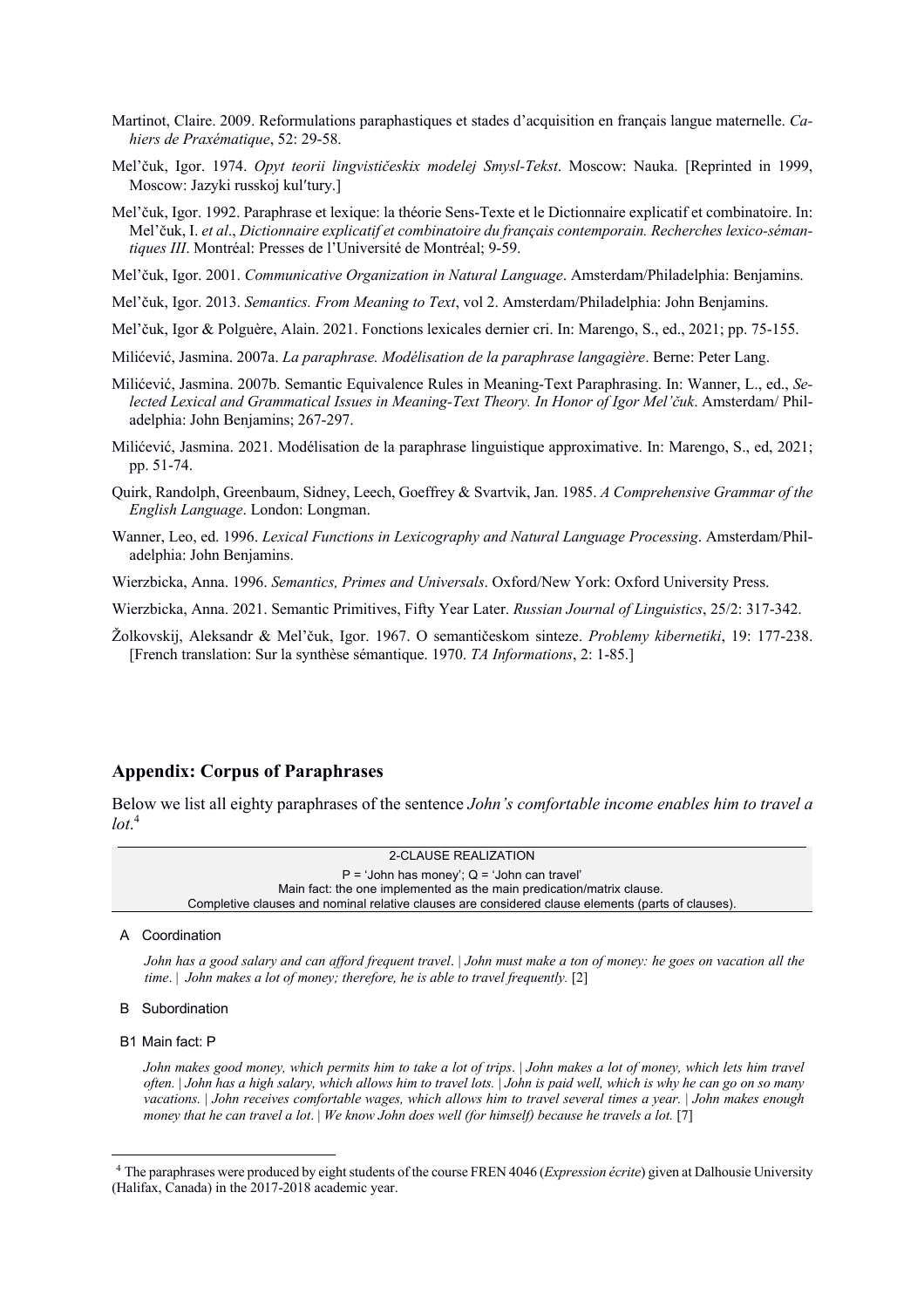Martinot, Claire. 2009. Reformulations paraphastiques et stades d'acquisition en français langue maternelle. *Cahiers de Praxématique*, 52: 29-58.

Mel'čuk, Igor. 1974. *Opyt teorii lingvističeskix modelej Smysl-Tekst*. Moscow: Nauka. [Reprinted in 1999, Moscow: Jazyki russkoj kul′tury.]

Mel'čuk, Igor. 1992. Paraphrase et lexique: la théorie Sens-Texte et le Dictionnaire explicatif et combinatoire. In: Mel'čuk, I. *et al*., *Dictionnaire explicatif et combinatoire du français contemporain. Recherches lexico-sémantiques III*. Montréal: Presses de l'Université de Montréal; 9-59.

Mel'čuk, Igor. 2001. *Communicative Organization in Natural Language*. Amsterdam/Philadelphia: Benjamins.

Mel'čuk, Igor. 2013. *Semantics. From Meaning to Text*, vol 2. Amsterdam/Philadelphia: John Benjamins.

Mel'čuk, Igor & Polguère, Alain. 2021. Fonctions lexicales dernier cri. In: Marengo, S., ed., 2021; pp. 75-155.

Milićević, Jasmina. 2007a. *La paraphrase. Modélisation de la paraphrase langagière*. Berne: Peter Lang.

Milićević, Jasmina. 2007b. Semantic Equivalence Rules in Meaning-Text Paraphrasing. In: Wanner, L., ed., *Selected Lexical and Grammatical Issues in Meaning-Text Theory. In Honor of Igor Mel'čuk*. Amsterdam/ Philadelphia: John Benjamins; 267-297.

Milićević, Jasmina. 2021. Modélisation de la paraphrase linguistique approximative. In: Marengo, S., ed, 2021; pp. 51-74.

Quirk, Randolph, Greenbaum, Sidney, Leech, Goeffrey & Svartvik, Jan. 1985. *A Comprehensive Grammar of the English Language*. London: Longman.

Wanner, Leo, ed. 1996. *Lexical Functions in Lexicography and Natural Language Processing*. Amsterdam/Philadelphia: John Benjamins.

Wierzbicka, Anna. 1996. *Semantics, Primes and Universals*. Oxford/New York: Oxford University Press.

Wierzbicka, Anna. 2021. Semantic Primitives, Fifty Year Later. *Russian Journal of Linguistics*, 25/2: 317-342.

Žolkovskij, Aleksandr & Mel'čuk, Igor. 1967. O semantičeskom sinteze. *Problemy kibernetiki*, 19: 177-238. [French translation: Sur la synthèse sémantique. 1970. *TA Informations*, 2: 1-85.]

## Appendix: Corpus of Paraphrases

Below we list all eighty paraphrases of the sentence *John's comfortable income enables him to travel a lot*.[4]

| 2-CLAUSE REALIZATION |
|---|
| P = 'John has money'; Q = 'John can travel'<br>Main fact: the one implemented as the main predication/matrix clause.<br>Completive clauses and nominal relative clauses are considered clause elements (parts of clauses). |

A Coordination

*John has a good salary and can afford frequent travel*. | *John must make a ton of money: he goes on vacation all the time*. | *John makes a lot of money; therefore, he is able to travel frequently.* [2]

B Subordination

B1 Main fact: P

*John makes good money, which permits him to take a lot of trips*. | *John makes a lot of money, which lets him travel often.* | *John has a high salary, which allows him to travel lots.* | *John is paid well, which is why he can go on so many vacations.* | *John receives comfortable wages, which allows him to travel several times a year.* | *John makes enough money that he can travel a lot*. | *We know John does well (for himself) because he travels a lot.* [7]

[4] The paraphrases were produced by eight students of the course FREN 4046 (*Expression écrite*) given at Dalhousie University (Halifax, Canada) in the 2017-2018 academic year.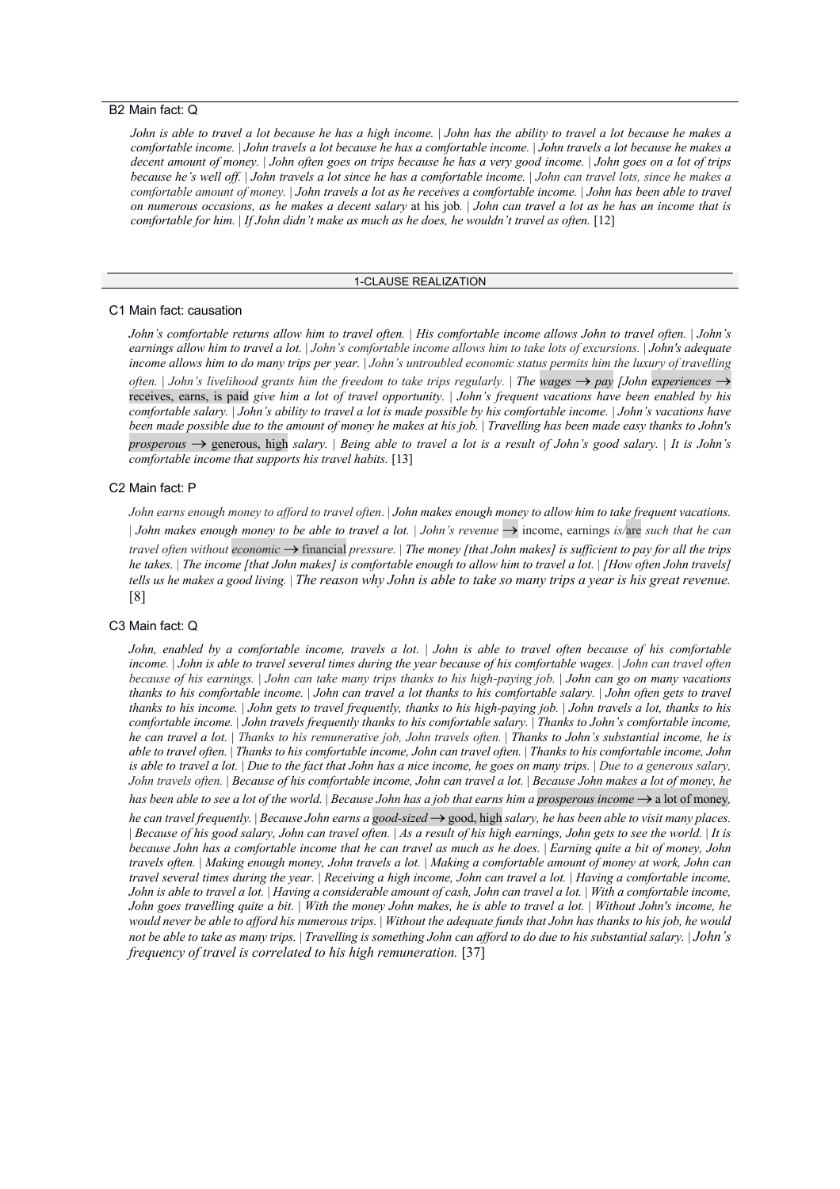B2 Main fact: Q

*John is able to travel a lot because he has a high income. | John has the ability to travel a lot because he makes a comfortable income. | John travels a lot because he has a comfortable income. | John travels a lot because he makes a decent amount of money. | John often goes on trips because he has a very good income. | John goes on a lot of trips because he's well off. | John travels a lot since he has a comfortable income. | John can travel lots, since he makes a comfortable amount of money. | John travels a lot as he receives a comfortable income. | John has been able to travel on numerous occasions, as he makes a decent salary* at his job. | *John can travel a lot as he has an income that is comfortable for him. | If John didn't make as much as he does, he wouldn't travel as often.* [12]

1-CLAUSE REALIZATION

C1 Main fact: causation

*John's comfortable returns allow him to travel often. | His comfortable income allows John to travel often. | John's earnings allow him to travel a lot. | John's comfortable income allows him to take lots of excursions. | John's adequate income allows him to do many trips per year. | John's untroubled economic status permits him the luxury of travelling often. | John's livelihood grants him the freedom to take trips regularly. | The wages* → pay *[John experiences* → receives, earns, is paid *give him a lot of travel opportunity. | John's frequent vacations have been enabled by his comfortable salary. | John's ability to travel a lot is made possible by his comfortable income. | John's vacations have been made possible due to the amount of money he makes at his job. | Travelling has been made easy thanks to John's prosperous* → generous, high *salary. | Being able to travel a lot is a result of John's good salary. | It is John's comfortable income that supports his travel habits.* [13]

C2 Main fact: P

*John earns enough money to afford to travel often. | John makes enough money to allow him to take frequent vacations. | John makes enough money to be able to travel a lot. | John's revenue* → income, earnings *is*/are *such that he can travel often without economic* → financial *pressure. | The money [that John makes] is sufficient to pay for all the trips he takes. | The income [that John makes] is comfortable enough to allow him to travel a lot. | [How often John travels] tells us he makes a good living. | The reason why John is able to take so many trips a year is his great revenue.* [8]

C3 Main fact: Q

*John, enabled by a comfortable income, travels a lot. | John is able to travel often because of his comfortable income. | John is able to travel several times during the year because of his comfortable wages. | John can travel often because of his earnings. | John can take many trips thanks to his high-paying job. | John can go on many vacations thanks to his comfortable income. | John can travel a lot thanks to his comfortable salary. | John often gets to travel thanks to his income. | John gets to travel frequently, thanks to his high-paying job. | John travels a lot, thanks to his comfortable income. | John travels frequently thanks to his comfortable salary. | Thanks to John's comfortable income, he can travel a lot. | Thanks to his remunerative job, John travels often. | Thanks to John's substantial income, he is able to travel often. | Thanks to his comfortable income, John can travel often. | Thanks to his comfortable income, John is able to travel a lot. | Due to the fact that John has a nice income, he goes on many trips. | Due to a generous salary, John travels often. | Because of his comfortable income, John can travel a lot. | Because John makes a lot of money, he has been able to see a lot of the world. | Because John has a job that earns him a prosperous income* → a lot of money*, he can travel frequently. | Because John earns a good-sized* → good, high *salary, he has been able to visit many places. | Because of his good salary, John can travel often. | As a result of his high earnings, John gets to see the world. | It is because John has a comfortable income that he can travel as much as he does. | Earning quite a bit of money, John travels often. | Making enough money, John travels a lot. | Making a comfortable amount of money at work, John can travel several times during the year. | Receiving a high income, John can travel a lot. | Having a comfortable income, John is able to travel a lot. | Having a considerable amount of cash, John can travel a lot. | With a comfortable income, John goes travelling quite a bit. | With the money John makes, he is able to travel a lot. | Without John's income, he would never be able to afford his numerous trips. | Without the adequate funds that John has thanks to his job, he would not be able to take as many trips. | Travelling is something John can afford to do due to his substantial salary. | John's frequency of travel is correlated to his high remuneration.* [37]